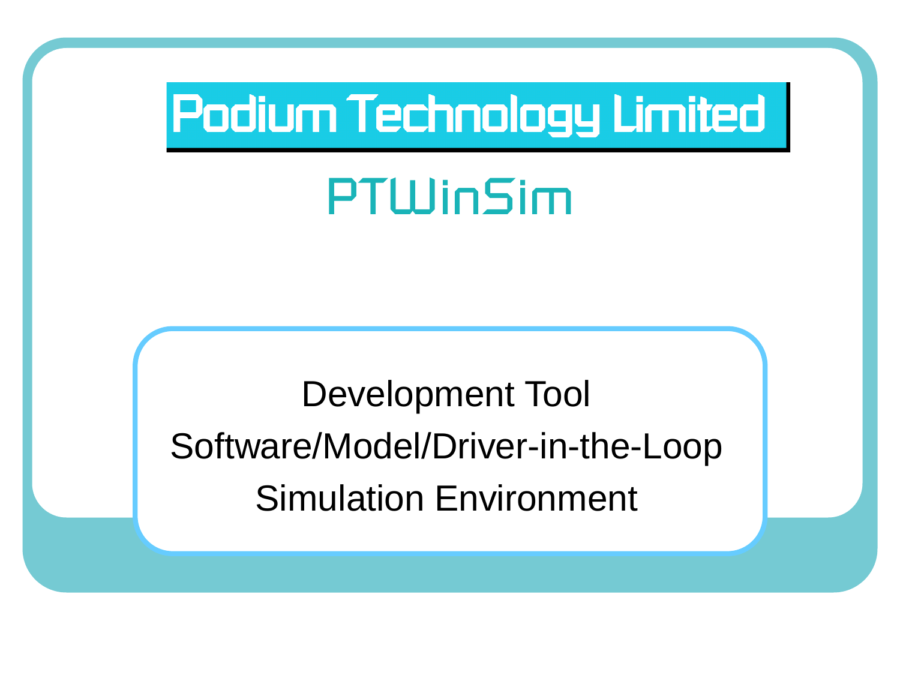# Podium Technology Limited

## PTWinSim

Development Tool

Software/Model/Driver-in-the-Loop

Simulation Environment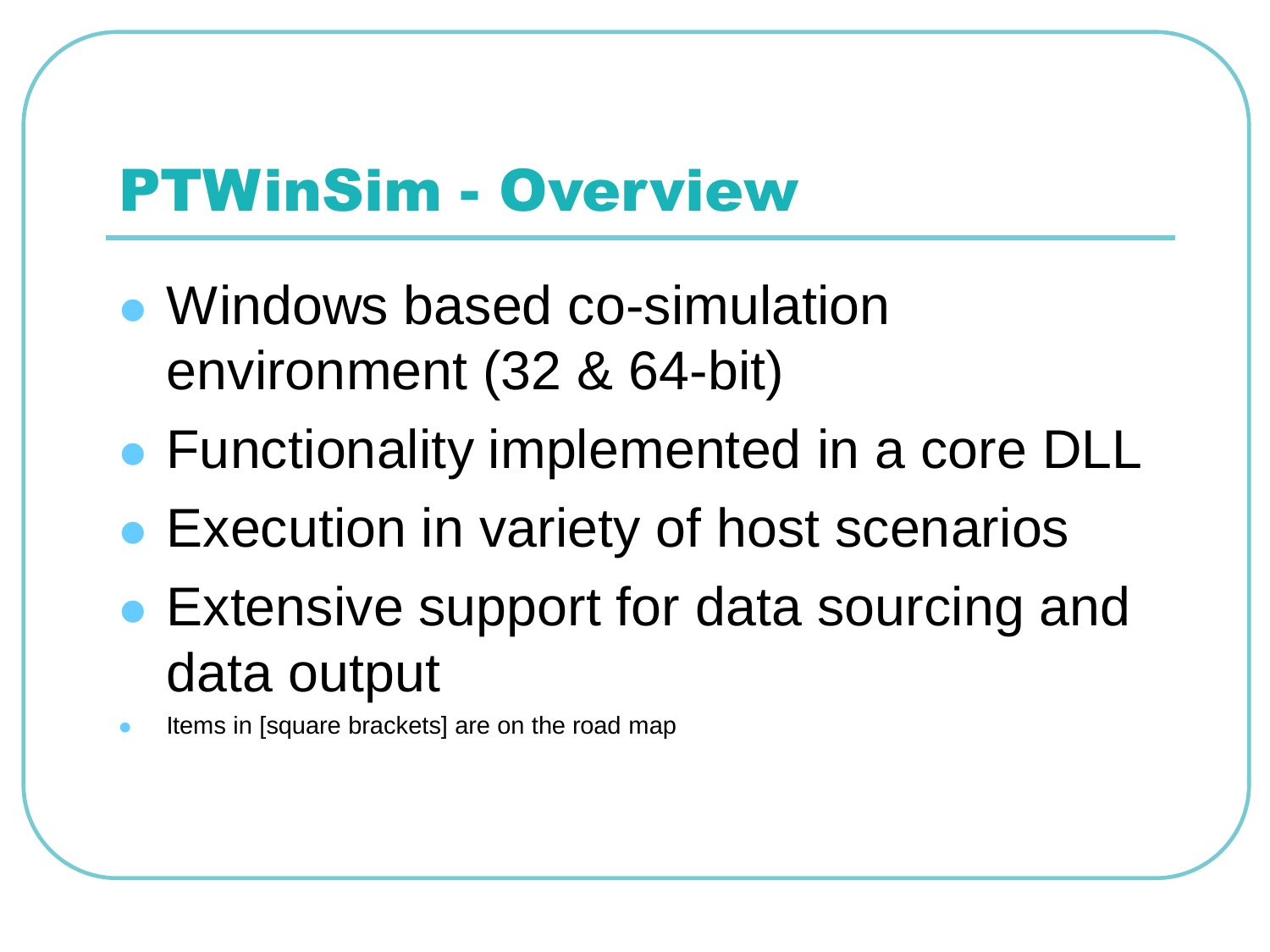# PTWinSim - Overview

- Windows based co-simulation environment (32 & 64-bit)
- Functionality implemented in a core DLL
- Execution in variety of host scenarios
- Extensive support for data sourcing and data output
- Items in [square brackets] are on the road map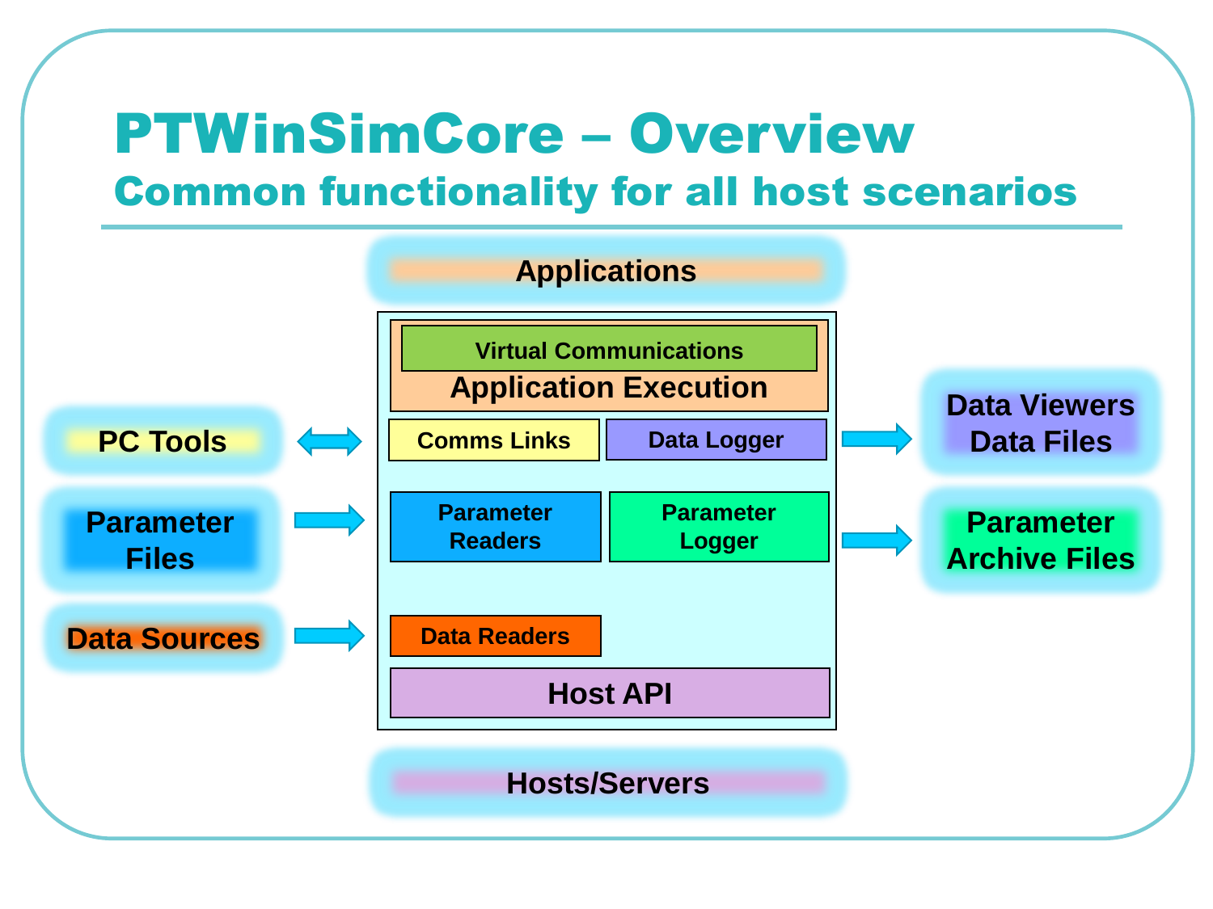# PTWinSimCore – Overview

## Common functionality for all host scenarios

Applications

Virtual Communications

Application Execution

PC Tools

Comms Links

Data Logger

Data Viewers
Data Files

Parameter Files

Parameter Readers

Parameter Logger

Parameter Archive Files

Data Sources

Data Readers

Host API

Hosts/Servers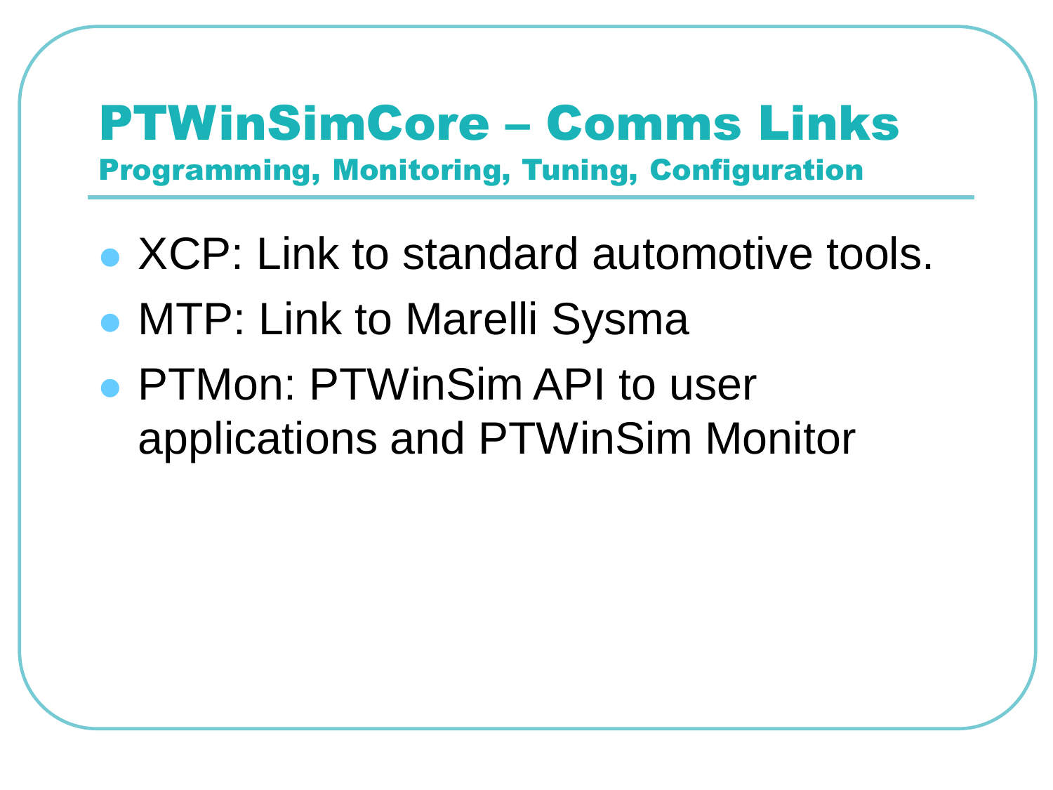# PTWinSimCore – Comms Links

## Programming, Monitoring, Tuning, Configuration

- XCP: Link to standard automotive tools.
- MTP: Link to Marelli Sysma
- PTMon: PTWinSim API to user applications and PTWinSim Monitor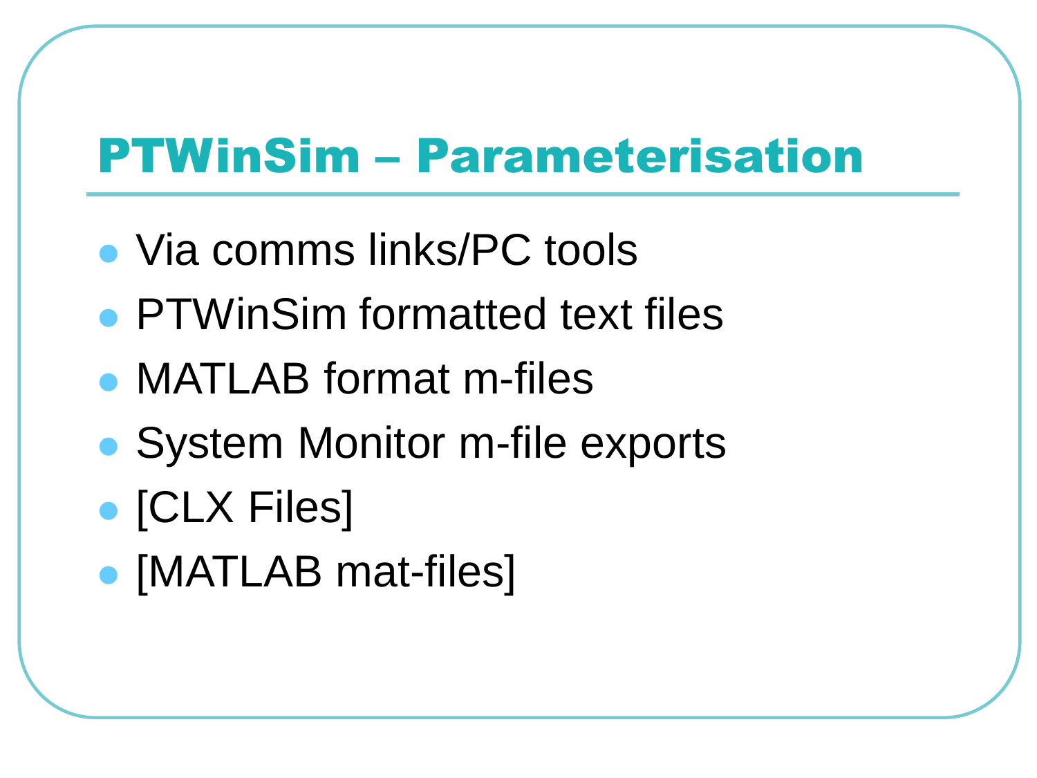# PTWinSim – Parameterisation

- Via comms links/PC tools
- PTWinSim formatted text files
- MATLAB format m-files
- System Monitor m-file exports
- [CLX Files]
- [MATLAB mat-files]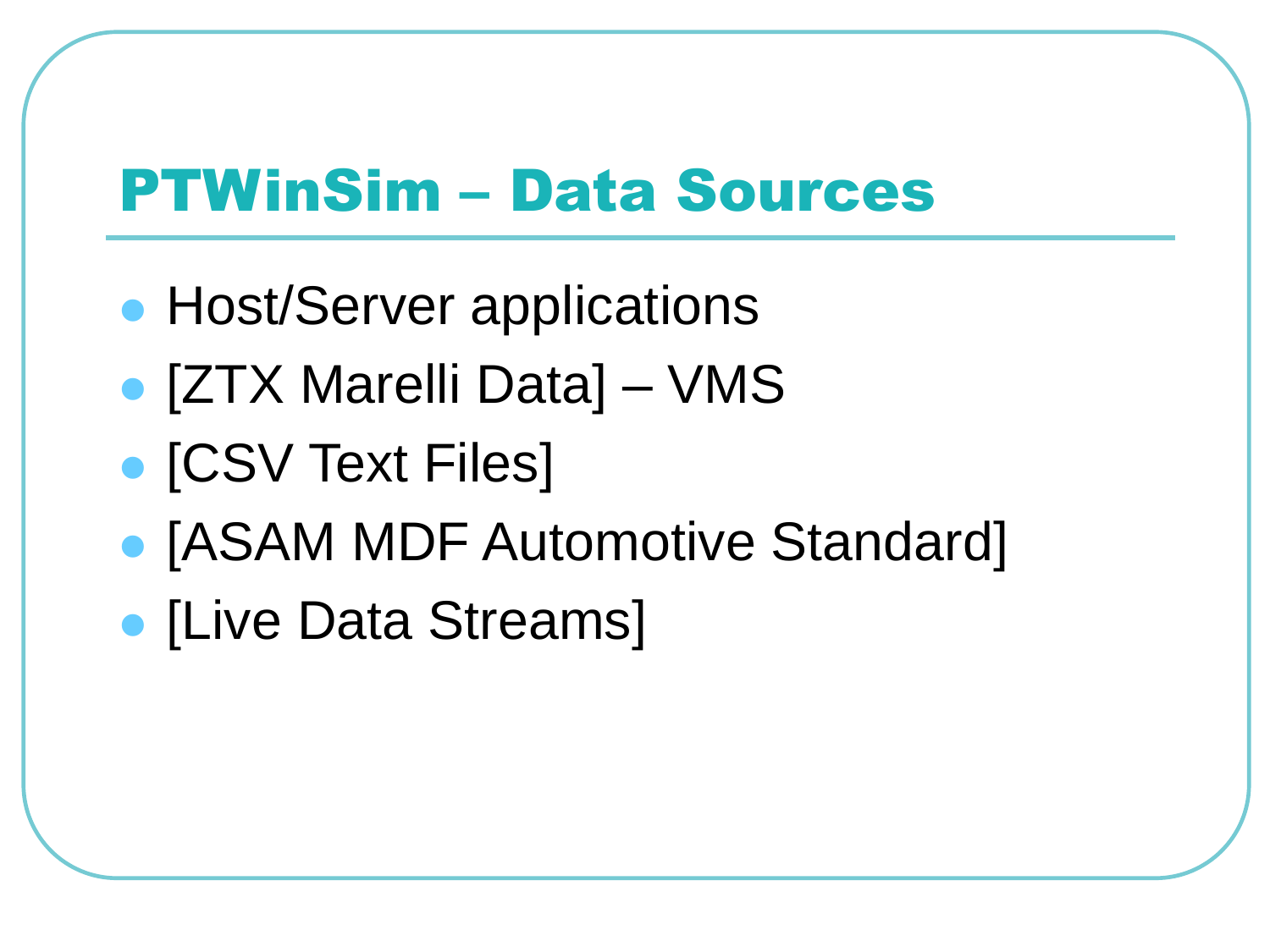# PTWinSim – Data Sources

- Host/Server applications
- [ZTX Marelli Data] – VMS
- [CSV Text Files]
- [ASAM MDF Automotive Standard]
- [Live Data Streams]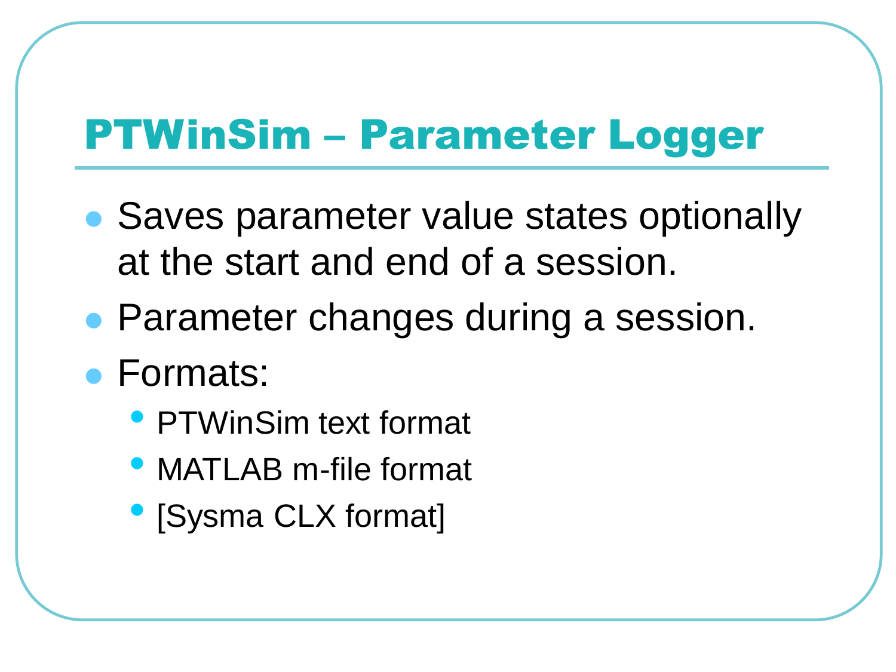# PTWinSim – Parameter Logger

- Saves parameter value states optionally at the start and end of a session.
- Parameter changes during a session.
- Formats:
  - PTWinSim text format
  - MATLAB m-file format
  - [Sysma CLX format]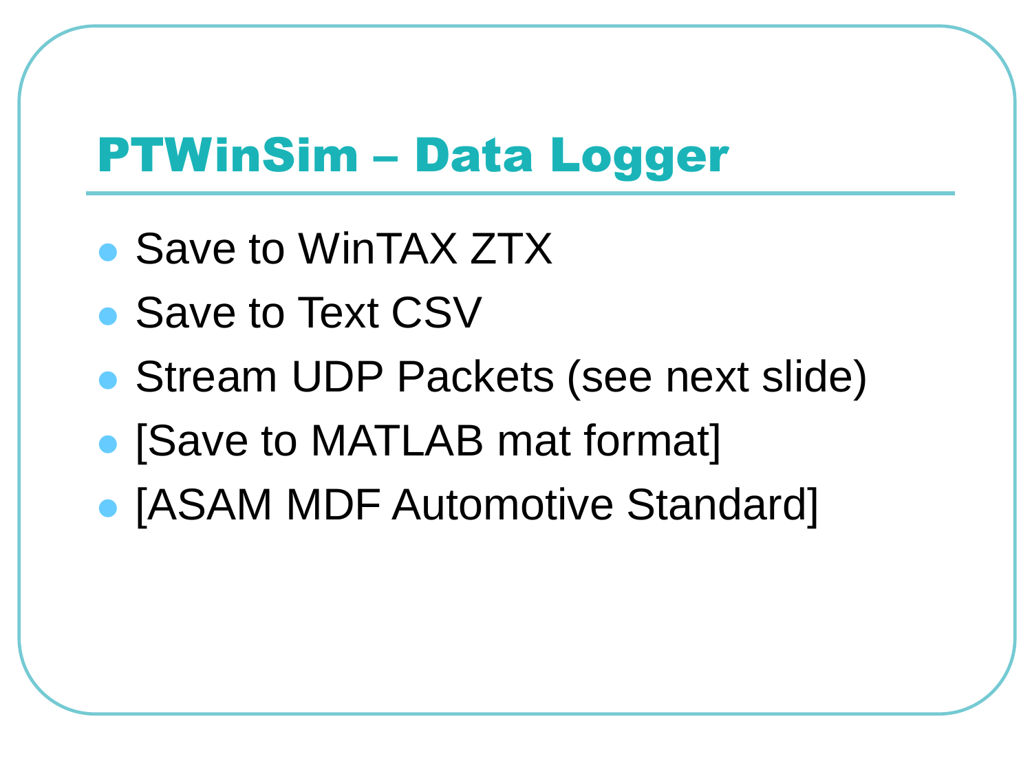# PTWinSim – Data Logger

- Save to WinTAX ZTX
- Save to Text CSV
- Stream UDP Packets (see next slide)
- [Save to MATLAB mat format]
- [ASAM MDF Automotive Standard]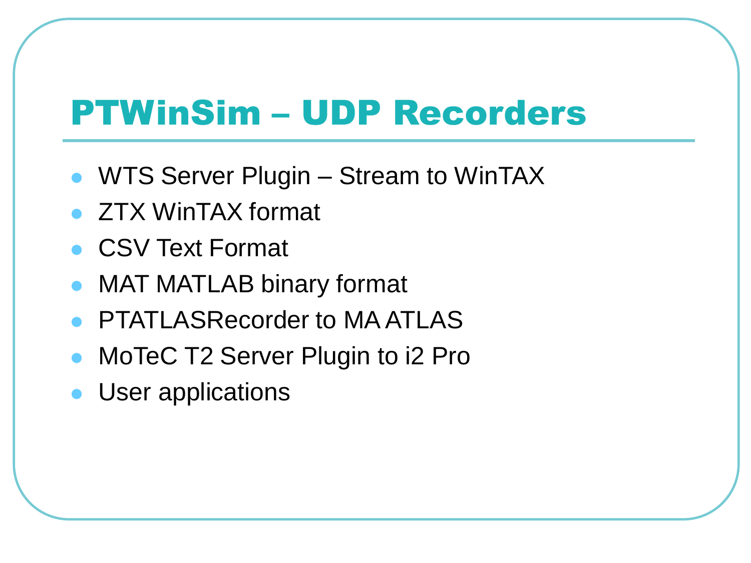# PTWinSim – UDP Recorders

- WTS Server Plugin – Stream to WinTAX
- ZTX WinTAX format
- CSV Text Format
- MAT MATLAB binary format
- PTATLASRecorder to MA ATLAS
- MoTeC T2 Server Plugin to i2 Pro
- User applications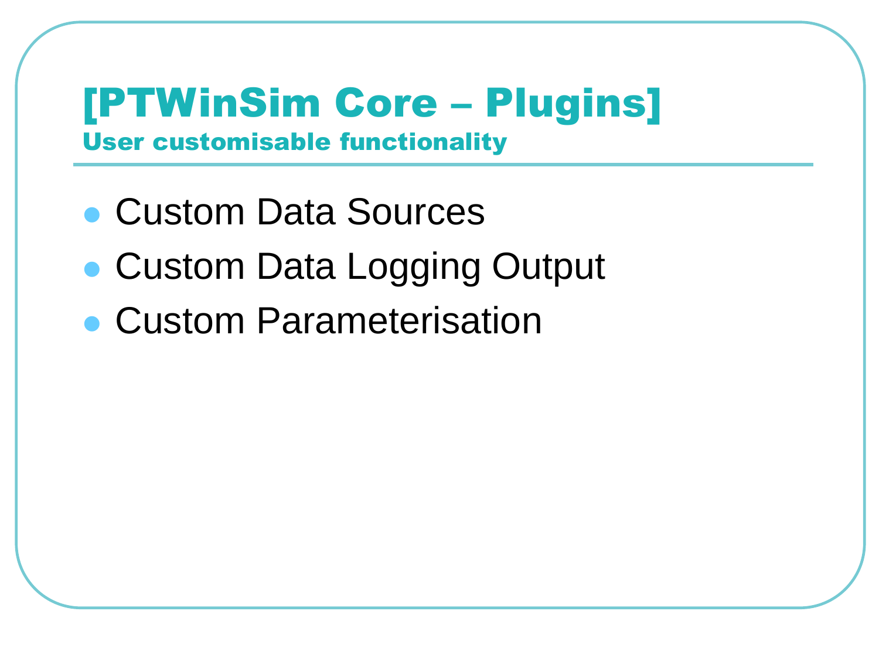# [PTWinSim Core – Plugins]

## User customisable functionality

- Custom Data Sources
- Custom Data Logging Output
- Custom Parameterisation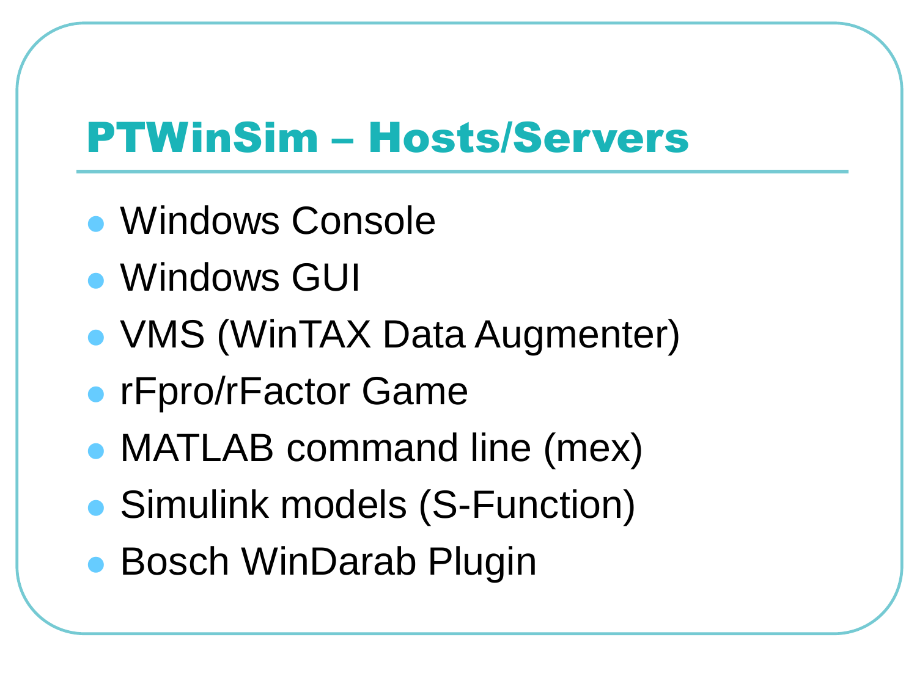# PTWinSim – Hosts/Servers

- Windows Console
- Windows GUI
- VMS (WinTAX Data Augmenter)
- rFpro/rFactor Game
- MATLAB command line (mex)
- Simulink models (S-Function)
- Bosch WinDarab Plugin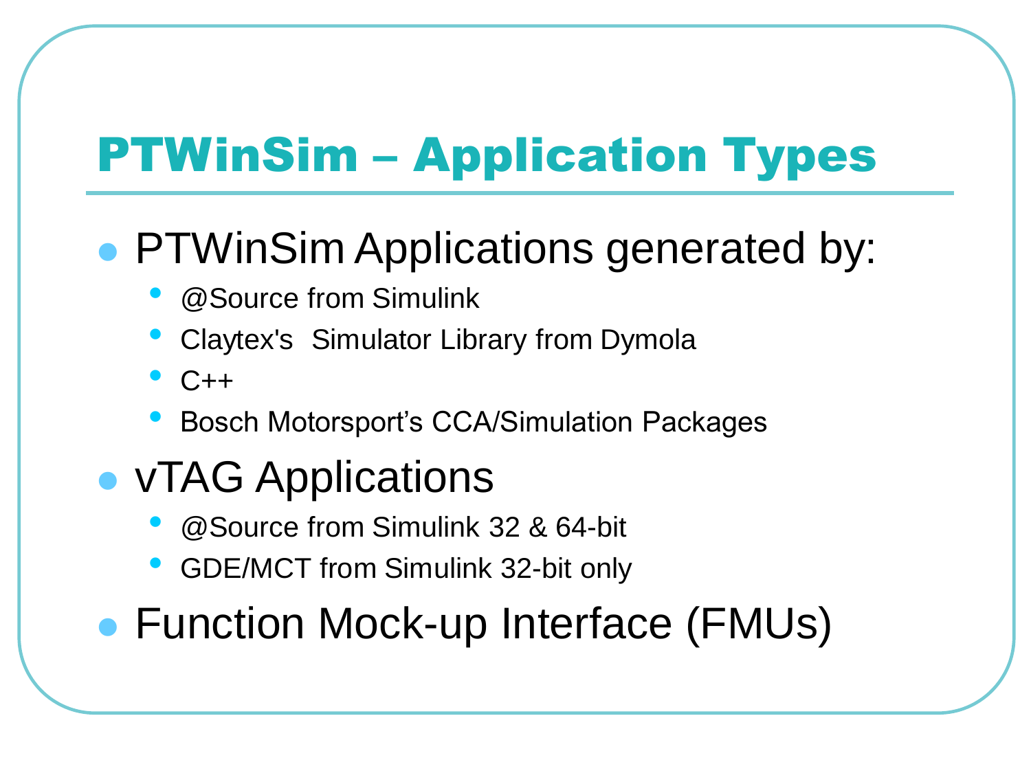# PTWinSim – Application Types

- PTWinSim Applications generated by:
  - @Source from Simulink
  - Claytex's  Simulator Library from Dymola
  - C++
  - Bosch Motorsport's CCA/Simulation Packages
- vTAG Applications
  - @Source from Simulink 32 & 64-bit
  - GDE/MCT from Simulink 32-bit only
- Function Mock-up Interface (FMUs)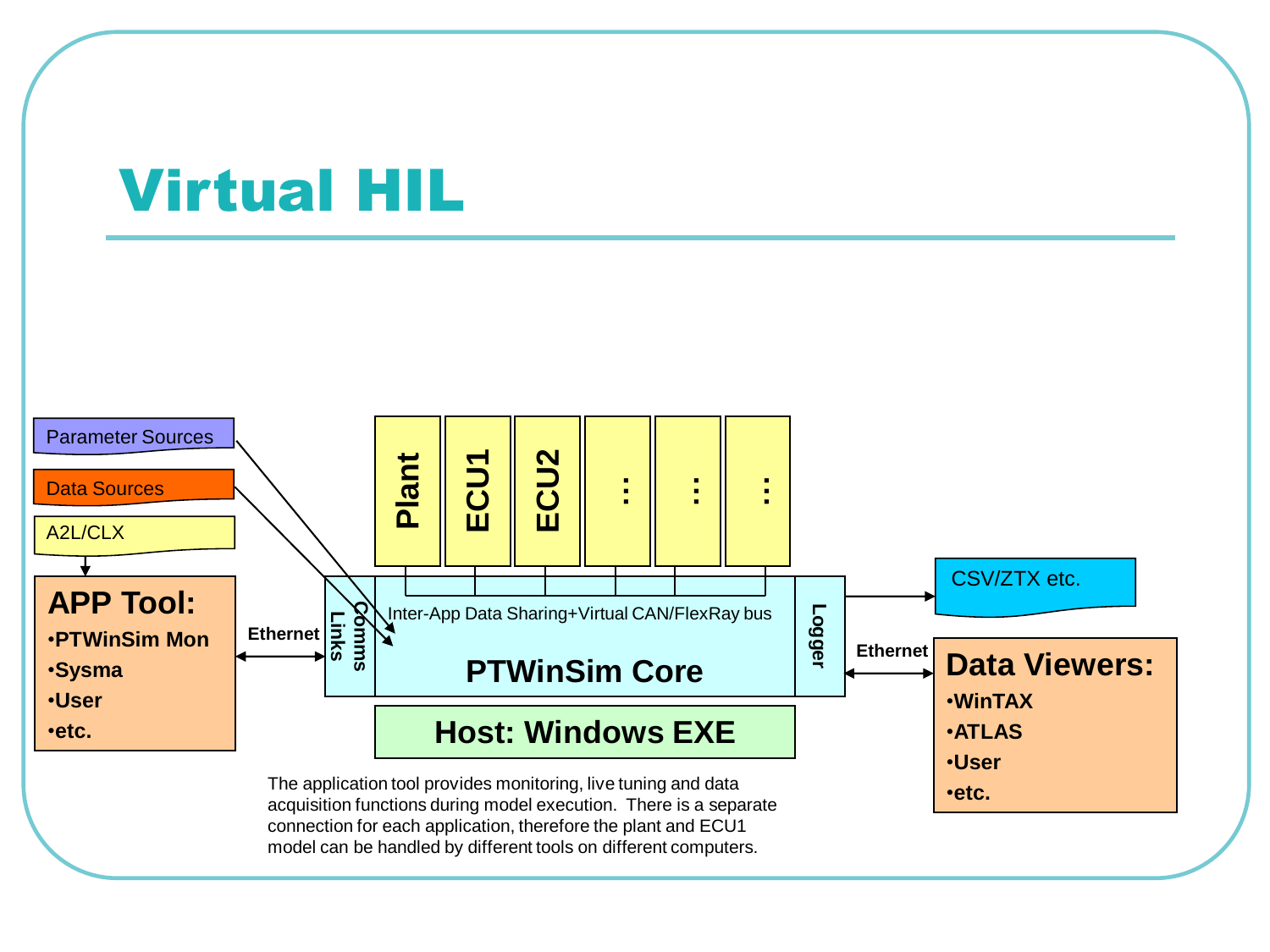# Virtual HIL

Parameter Sources

Data Sources

A2L/CLX

**APP Tool:**

- **PTWinSim Mon**
- **Sysma**
- **User**
- **etc.**

Ethernet

Comms Links

**Plant** | **ECU1** | **ECU2** | **…** | **…** | **…**

Inter-App Data Sharing+Virtual CAN/FlexRay bus

**PTWinSim Core**

Logger

**Host: Windows EXE**

CSV/ZTX etc.

Ethernet

**Data Viewers:**

- **WinTAX**
- **ATLAS**
- **User**
- **etc.**

The application tool provides monitoring, live tuning and data acquisition functions during model execution. There is a separate connection for each application, therefore the plant and ECU1 model can be handled by different tools on different computers.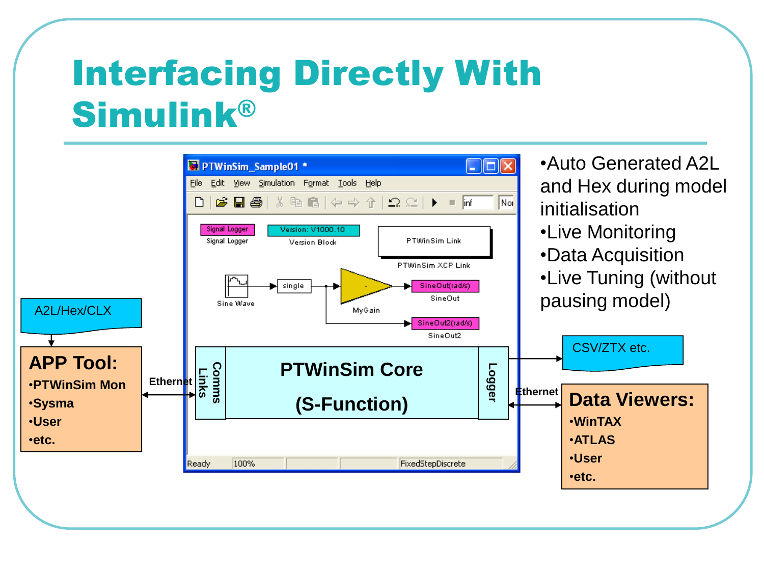# Interfacing Directly With Simulink®

- Auto Generated A2L and Hex during model initialisation
- Live Monitoring
- Data Acquisition
- Live Tuning (without pausing model)

A2L/Hex/CLX

**APP Tool:**
- **PTWinSim Mon**
- **Sysma**
- **User**
- **etc.**

Ethernet

PTWinSim_Sample01 *

Signal Logger

Version: V1000.10
Version Block

PTWinSim Link
PTWinSim XCP Link

Sine Wave → single → MyGain → SineOut(rad/s) SineOut

SineOut2(rad/s) SineOut2

Comms Links

**PTWinSim Core (S-Function)**

Logger

Ready 100% FixedStepDiscrete

CSV/ZTX etc.

Ethernet

**Data Viewers:**
- **WinTAX**
- **ATLAS**
- **User**
- **etc.**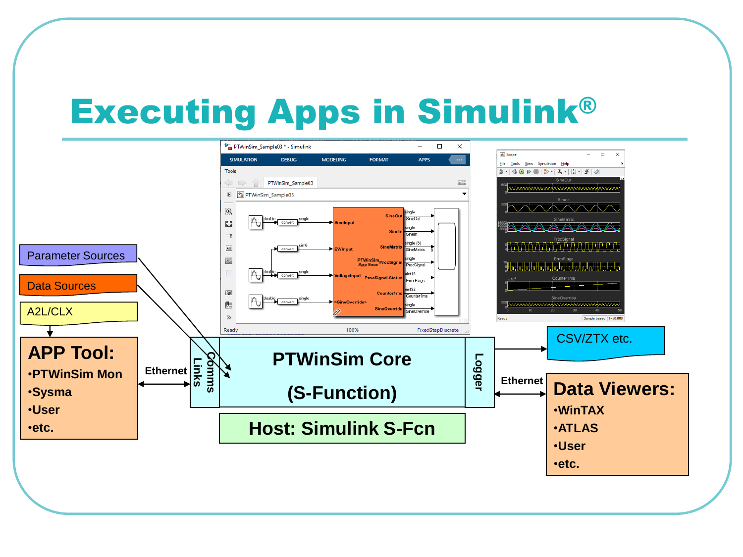# Executing Apps in Simulink®

Parameter Sources

Data Sources

A2L/CLX

**APP Tool:**
- PTWinSim Mon
- Sysma
- User
- etc.

Ethernet

Comms Links

**PTWinSim Core**

**(S-Function)**

Logger

**Host: Simulink S-Fcn**

CSV/ZTX etc.

Ethernet

**Data Viewers:**
- WinTAX
- ATLAS
- User
- etc.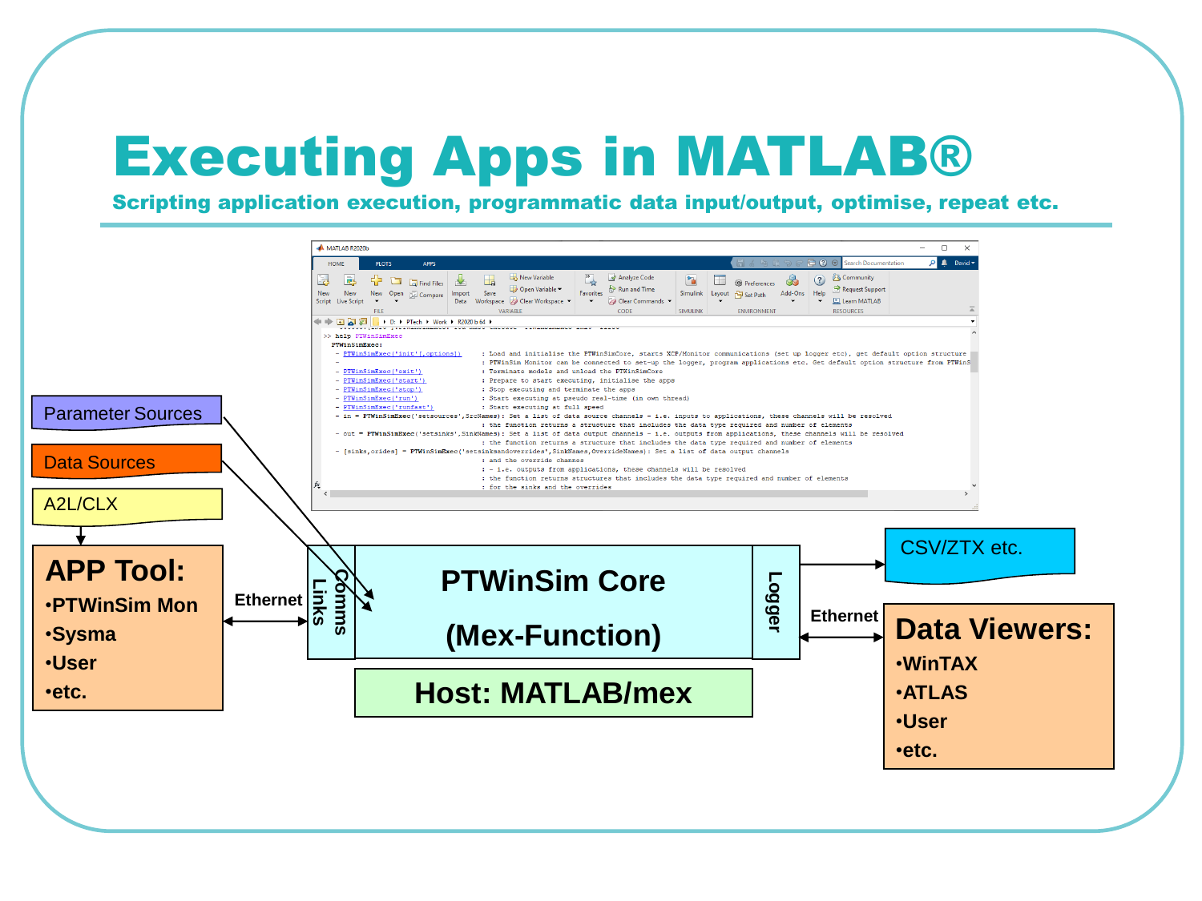# Executing Apps in MATLAB®

**Scripting application execution, programmatic data input/output, optimise, repeat etc.**

```
>> help PTWinSimExec
PTWinSimExec:
 - PTWinSimExec('init'[,options])    : Load and initialise the PTWinSimCore, starts XCP/Monitor communications (set up logger etc), get default option structure
 -                                   : PTWinSim Monitor can be connected to set-up the logger, program applications etc. Get default option structure from PTWinS
 - PTWinSimExec('exit')              : Terminate models and unload the PTWinSimCore
 - PTWinSimExec('start')             : Prepare to start executing, initialise the apps
 - PTWinSimExec('stop')              : Stop executing and terminate the apps
 - PTWinSimExec('run')               : Start executing at pseudo real-time (in own thread)
 - PTWinSimExec('runfast')           : Start executing at full speed
 - in = PTWinSimExec('setsources',SrcNames): Set a list of data source channels - i.e. inputs to applications, these channels will be resolved
                                     : the function returns a structure that includes the data type required and number of elements
 - out = PTWinSimExec('setsinks',SinkNames): Set a list of data output channels - i.e. outputs from applications, these channels will be resolved
                                     : the function returns a structure that includes the data type required and number of elements
 - [sinks,orides] = PTWinSimExec('setsinksandoverrides',SinkNames,OverrideNames): Set a list of data output channels
                                     : and the override channels
                                     : - i.e. outputs from applications, these channels will be resolved
                                     : the function returns structures that includes the data type required and number of elements
                                     : for the sinks and the overrides
```

- Parameter Sources
- Data Sources
- A2L/CLX

**APP Tool:**
- PTWinSim Mon
- Sysma
- User
- etc.

Ethernet

Comms Links

**PTWinSim Core (Mex-Function)**

Logger

**Host: MATLAB/mex**

CSV/ZTX etc.

Ethernet

**Data Viewers:**
- WinTAX
- ATLAS
- User
- etc.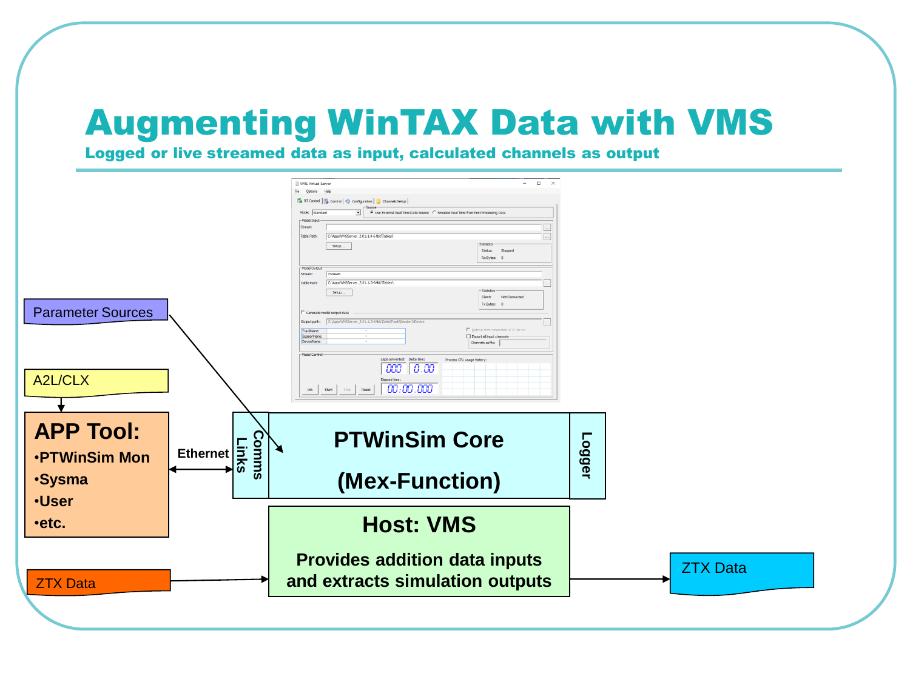# Augmenting WinTAX Data with VMS

**Logged or live streamed data as input, calculated channels as output**

Parameter Sources

A2L/CLX

**APP Tool:**

- **PTWinSim Mon**
- **Sysma**
- **User**
- **etc.**

**Ethernet**

**Comms Links**

**PTWinSim Core**

**(Mex-Function)**

**Logger**

**Host: VMS**

**Provides addition data inputs and extracts simulation outputs**

ZTX Data

ZTX Data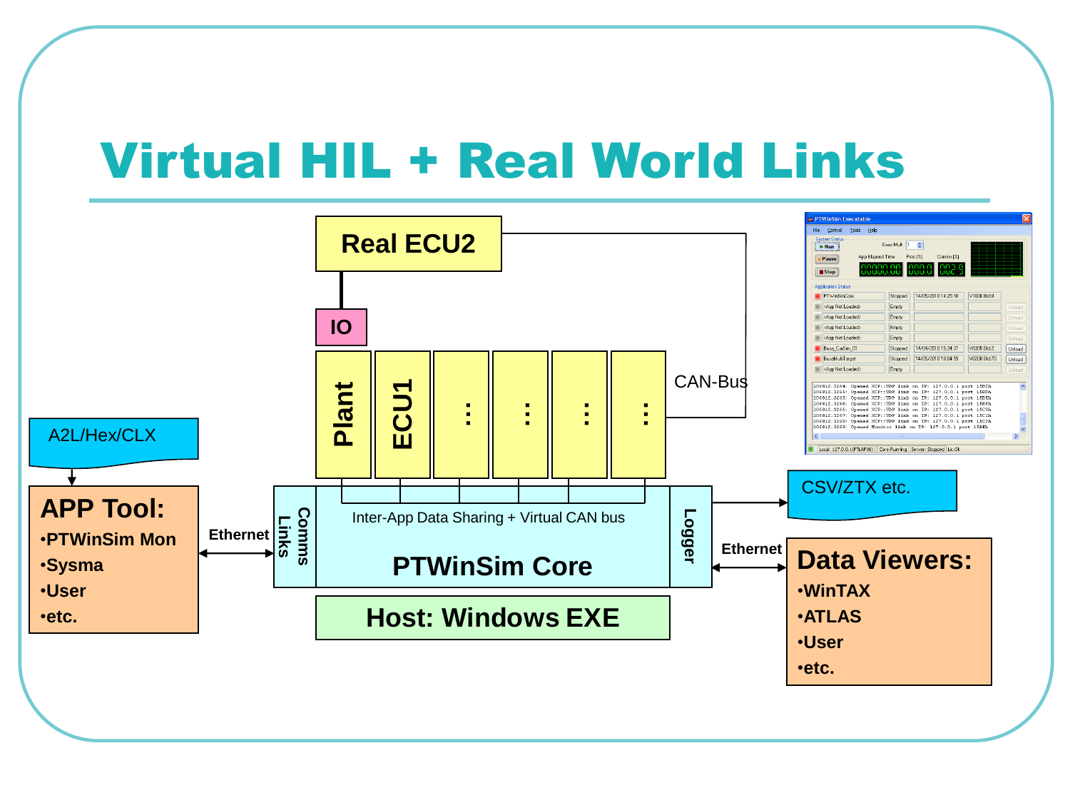# Virtual HIL + Real World Links

Real ECU2

IO

Plant | ECU1 | … | … | … | …

CAN-Bus

A2L/Hex/CLX

**APP Tool:**
- PTWinSim Mon
- Sysma
- User
- etc.

Ethernet

Comms Links

Inter-App Data Sharing + Virtual CAN bus

**PTWinSim Core**

Logger

**Host: Windows EXE**

CSV/ZTX etc.

Ethernet

**Data Viewers:**
- WinTAX
- ATLAS
- User
- etc.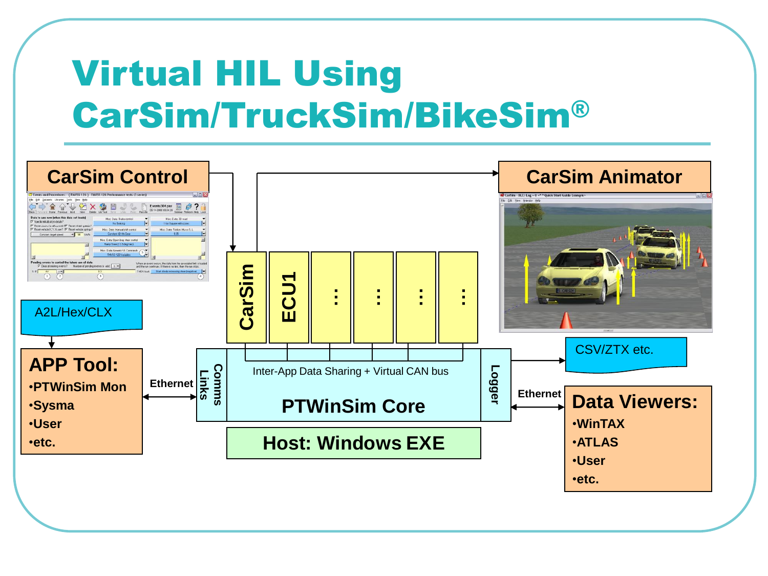# Virtual HIL Using CarSim/TruckSim/BikeSim®

CarSim Control

CarSim Animator

A2L/Hex/CLX

CarSim

ECU1

…

…

…

…

CSV/ZTX etc.

**APP Tool:**

- PTWinSim Mon
- Sysma
- User
- etc.

Ethernet

Comms Links

Inter-App Data Sharing + Virtual CAN bus

PTWinSim Core

Logger

Ethernet

**Data Viewers:**

- WinTAX
- ATLAS
- User
- etc.

Host: Windows EXE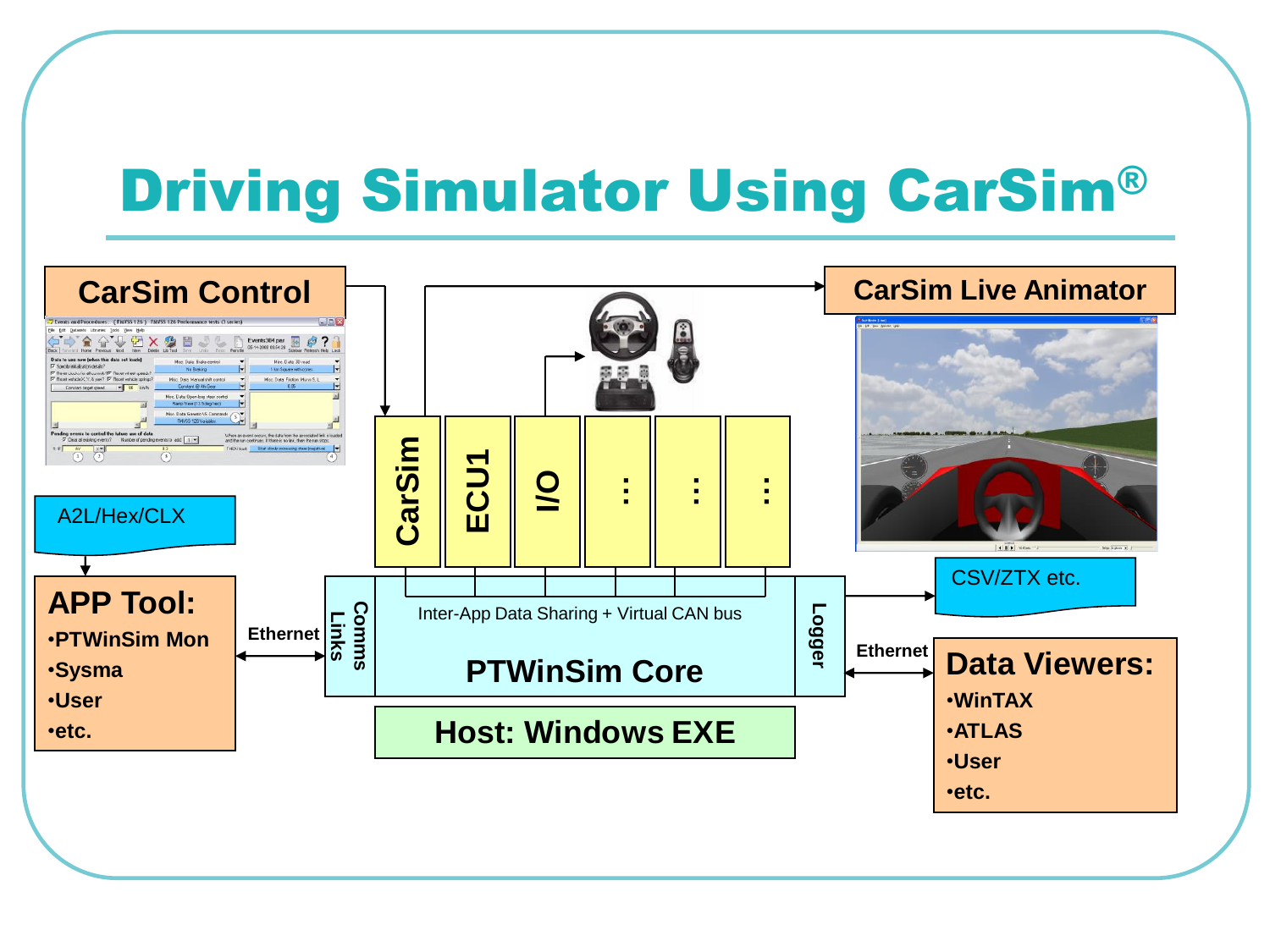# Driving Simulator Using CarSim®

CarSim Control

A2L/Hex/CLX

**APP Tool:**
- PTWinSim Mon
- Sysma
- User
- etc.

Ethernet

Comms Links

CarSim | ECU1 | I/O | … | … | …

Inter-App Data Sharing + Virtual CAN bus

**PTWinSim Core**

Logger

Host: Windows EXE

CarSim Live Animator

CSV/ZTX etc.

Ethernet

**Data Viewers:**
- WinTAX
- ATLAS
- User
- etc.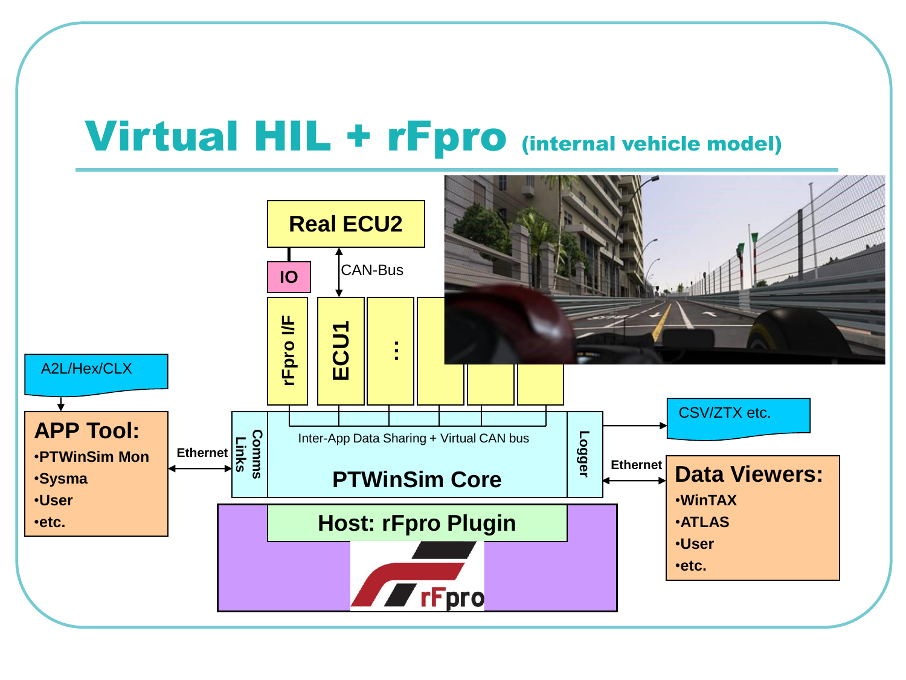# Virtual HIL + rFpro (internal vehicle model)

Real ECU2

IO

CAN-Bus

rFpro I/F

ECU1

…

A2L/Hex/CLX

**APP Tool:**
- PTWinSim Mon
- Sysma
- User
- etc.

Ethernet

Comms Links

Inter-App Data Sharing + Virtual CAN bus

**PTWinSim Core**

Logger

CSV/ZTX etc.

Ethernet

**Data Viewers:**
- WinTAX
- ATLAS
- User
- etc.

**Host: rFpro Plugin**

rFpro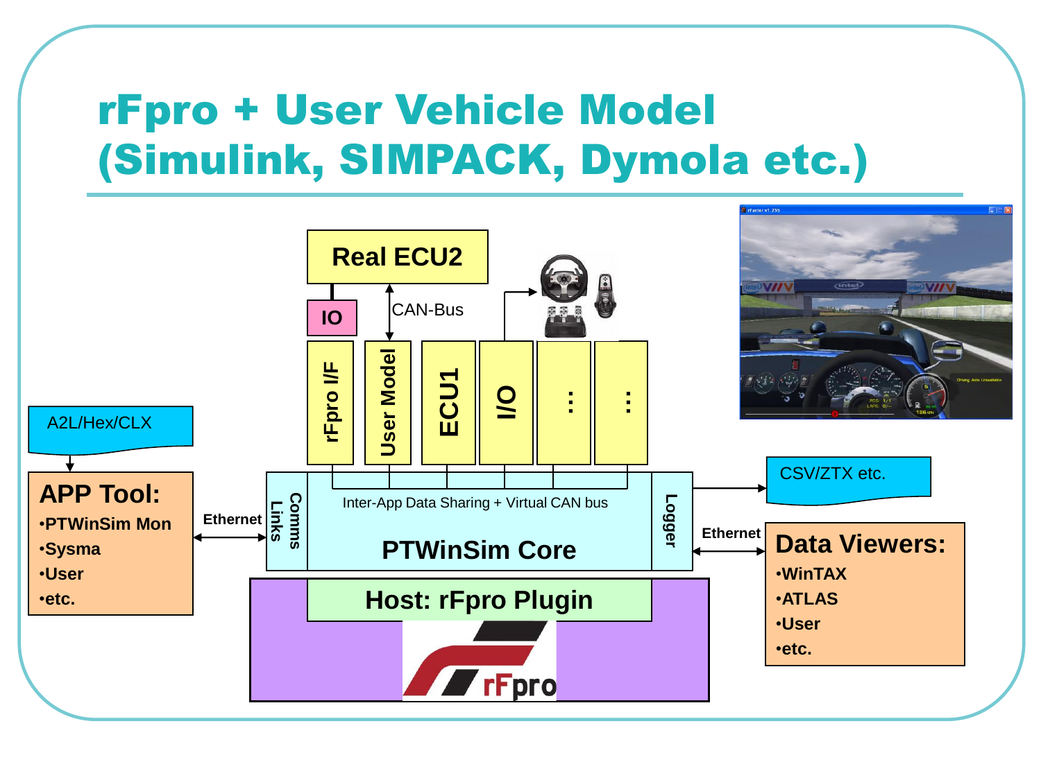# rFpro + User Vehicle Model (Simulink, SIMPACK, Dymola etc.)

Real ECU2

IO

CAN-Bus

rFpro I/F

User Model

ECU1

I/O

…

…

A2L/Hex/CLX

## APP Tool:

- PTWinSim Mon
- Sysma
- User
- etc.

Ethernet

Comms Links

Inter-App Data Sharing + Virtual CAN bus

PTWinSim Core

Logger

CSV/ZTX etc.

Ethernet

## Data Viewers:

- WinTAX
- ATLAS
- User
- etc.

Host: rFpro Plugin

rFpro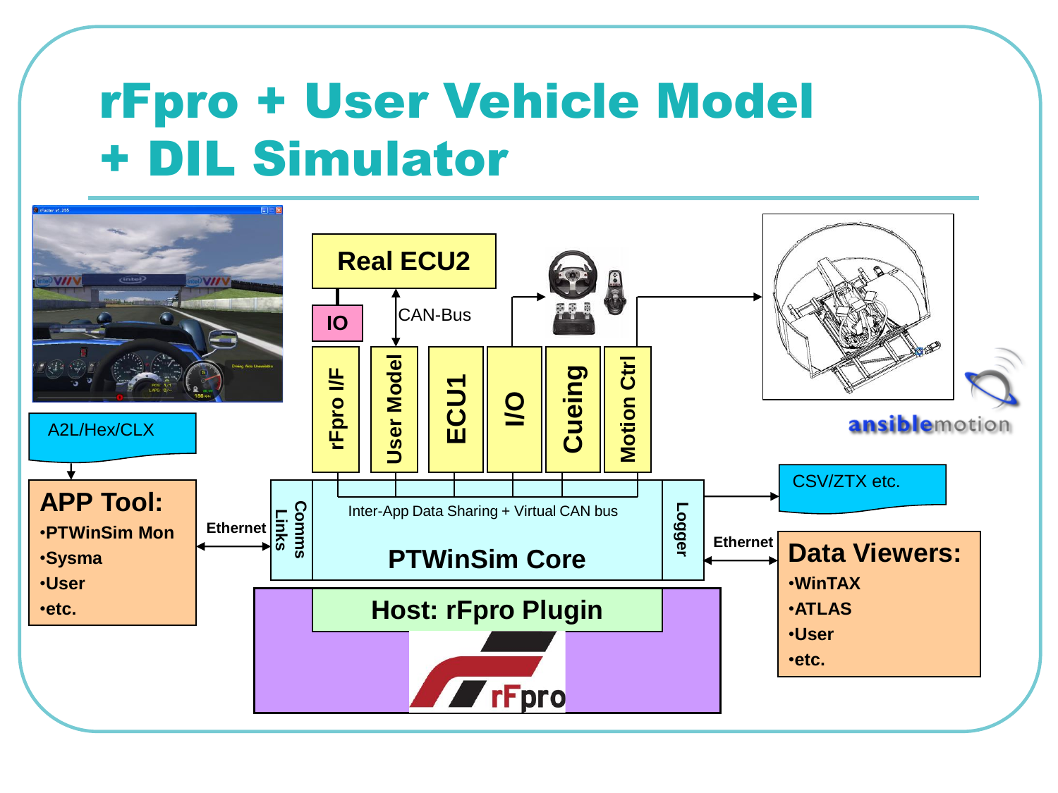# rFpro + User Vehicle Model + DIL Simulator

Real ECU2

IO

CAN-Bus

rFpro I/F

User Model

ECU1

I/O

Cueing

Motion Ctrl

A2L/Hex/CLX

## APP Tool:

- PTWinSim Mon
- Sysma
- User
- etc.

Ethernet

Comms Links

Inter-App Data Sharing + Virtual CAN bus

PTWinSim Core

Logger

CSV/ZTX etc.

Ethernet

## Data Viewers:

- WinTAX
- ATLAS
- User
- etc.

Host: rFpro Plugin

rFpro

ansiblemotion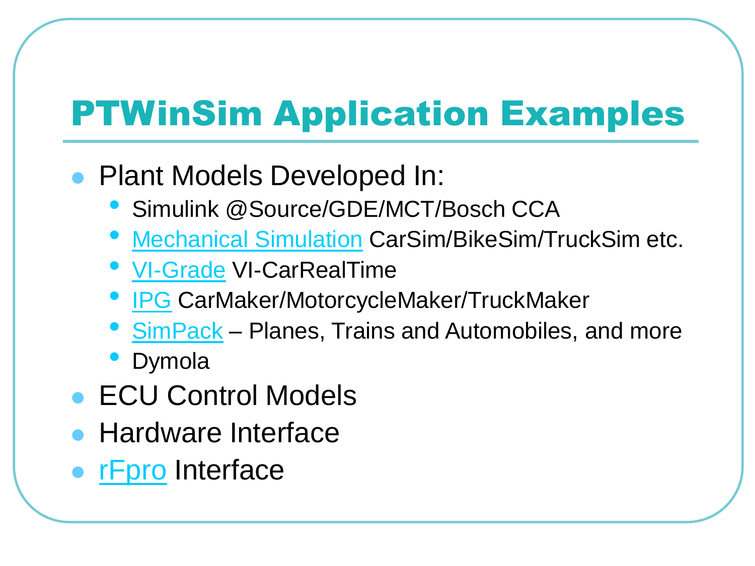# PTWinSim Application Examples

- Plant Models Developed In:
  - Simulink @Source/GDE/MCT/Bosch CCA
  - Mechanical Simulation CarSim/BikeSim/TruckSim etc.
  - VI-Grade VI-CarRealTime
  - IPG CarMaker/MotorcycleMaker/TruckMaker
  - SimPack – Planes, Trains and Automobiles, and more
  - Dymola
- ECU Control Models
- Hardware Interface
- rFpro Interface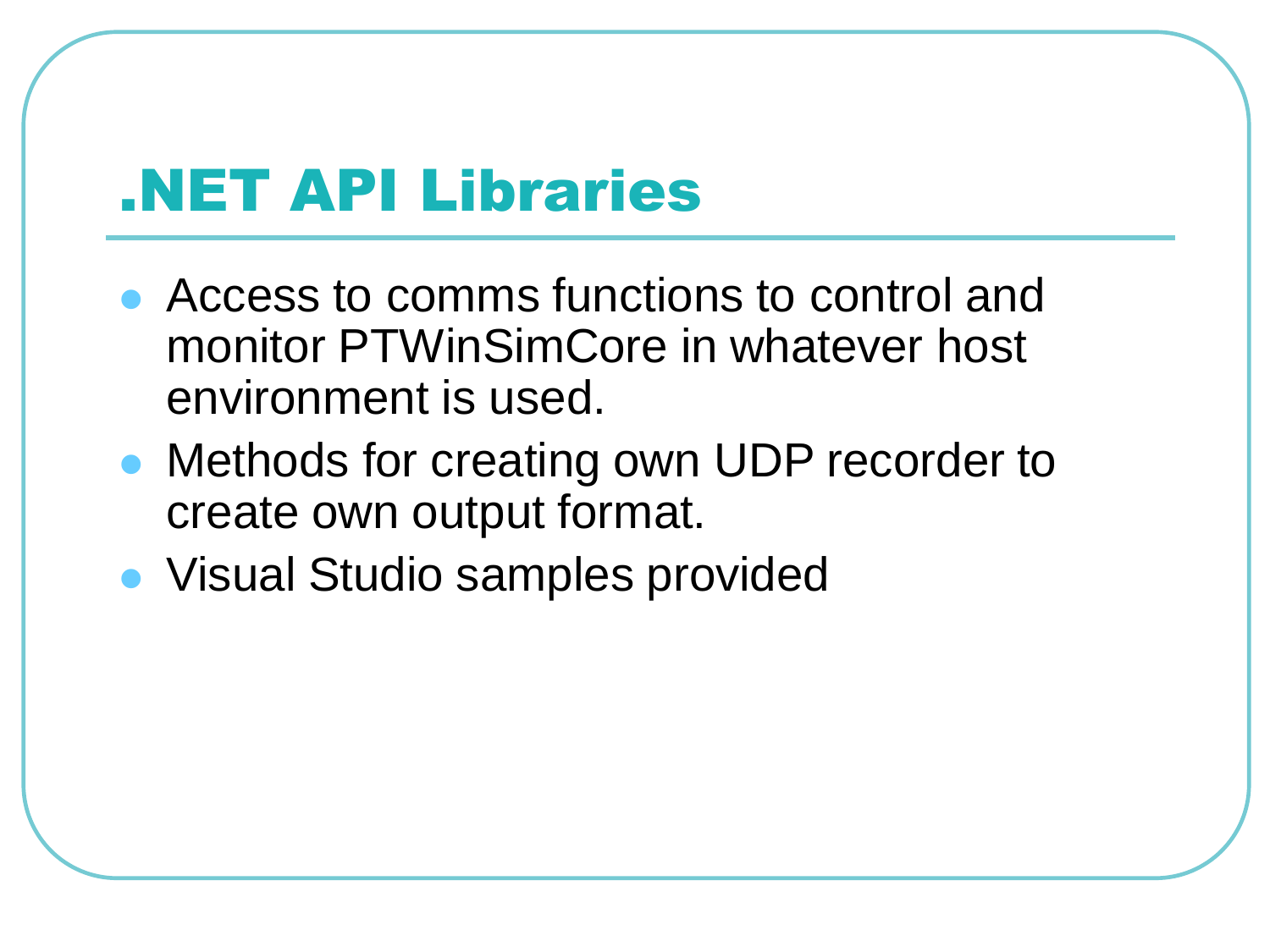# .NET API Libraries

- Access to comms functions to control and monitor PTWinSimCore in whatever host environment is used.
- Methods for creating own UDP recorder to create own output format.
- Visual Studio samples provided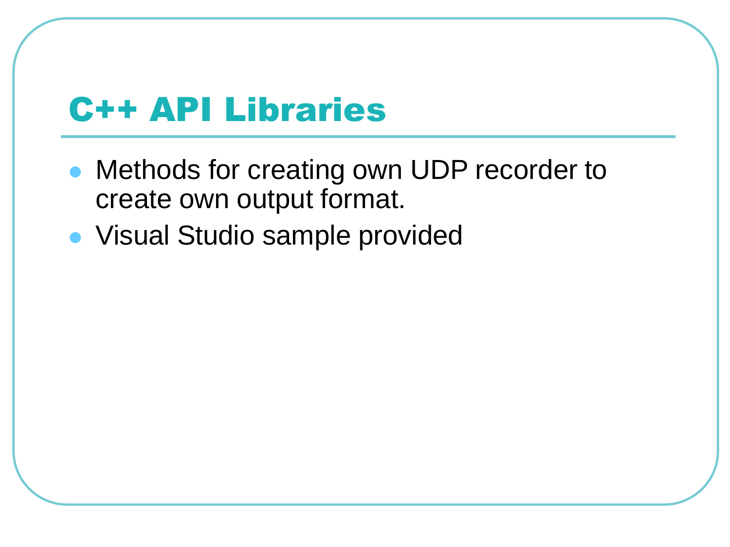# C++ API Libraries

- Methods for creating own UDP recorder to create own output format.
- Visual Studio sample provided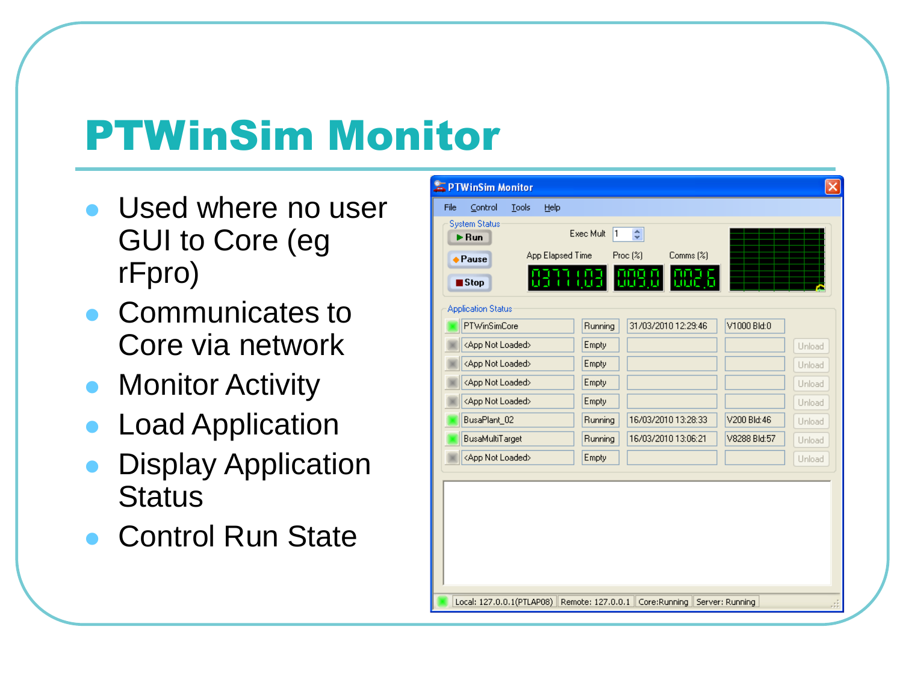# PTWinSim Monitor

- Used where no user GUI to Core (eg rFpro)
- Communicates to Core via network
- Monitor Activity
- Load Application
- Display Application Status
- Control Run State